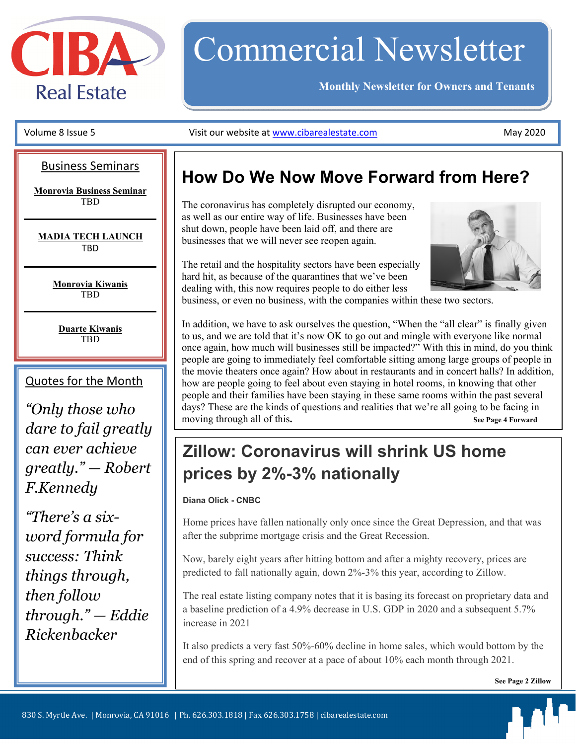# CIBA Real Estate

# Commercial Newsletter

**Monthly Newsletter for Owners and Tenants**

Volume 8 Issue 5 | Visit our website at www.cibarealestate.com | May 2020

## Business Seminars

**Monrovia Business Seminar**
TBD

**MADIA TECH LAUNCH**
TBD

**Monrovia Kiwanis**
TBD

**Duarte Kiwanis**
TBD

## Quotes for the Month

*"Only those who dare to fail greatly can ever achieve greatly." — Robert F.Kennedy*

*"There's a six-word formula for success: Think things through, then follow through." — Eddie Rickenbacker*

## How Do We Now Move Forward from Here?

The coronavirus has completely disrupted our economy, as well as our entire way of life. Businesses have been shut down, people have been laid off, and there are businesses that we will never see reopen again.

The retail and the hospitality sectors have been especially hard hit, as because of the quarantines that we've been dealing with, this now requires people to do either less business, or even no business, with the companies within these two sectors.

In addition, we have to ask ourselves the question, "When the "all clear" is finally given to us, and we are told that it's now OK to go out and mingle with everyone like normal once again, how much will businesses still be impacted?" With this in mind, do you think people are going to immediately feel comfortable sitting among large groups of people in the movie theaters once again? How about in restaurants and in concert halls? In addition, how are people going to feel about even staying in hotel rooms, in knowing that other people and their families have been staying in these same rooms within the past several days? These are the kinds of questions and realities that we're all going to be facing in moving through all of this.

**See Page 4 Forward**

## Zillow: Coronavirus will shrink US home prices by 2%-3% nationally

**Diana Olick - CNBC**

Home prices have fallen nationally only once since the Great Depression, and that was after the subprime mortgage crisis and the Great Recession.

Now, barely eight years after hitting bottom and after a mighty recovery, prices are predicted to fall nationally again, down 2%-3% this year, according to Zillow.

The real estate listing company notes that it is basing its forecast on proprietary data and a baseline prediction of a 4.9% decrease in U.S. GDP in 2020 and a subsequent 5.7% increase in 2021

It also predicts a very fast 50%-60% decline in home sales, which would bottom by the end of this spring and recover at a pace of about 10% each month through 2021.

**See Page 2 Zillow**

830 S. Myrtle Ave. | Monrovia, CA 91016 | Ph. 626.303.1818 | Fax 626.303.1758 | cibarealestate.com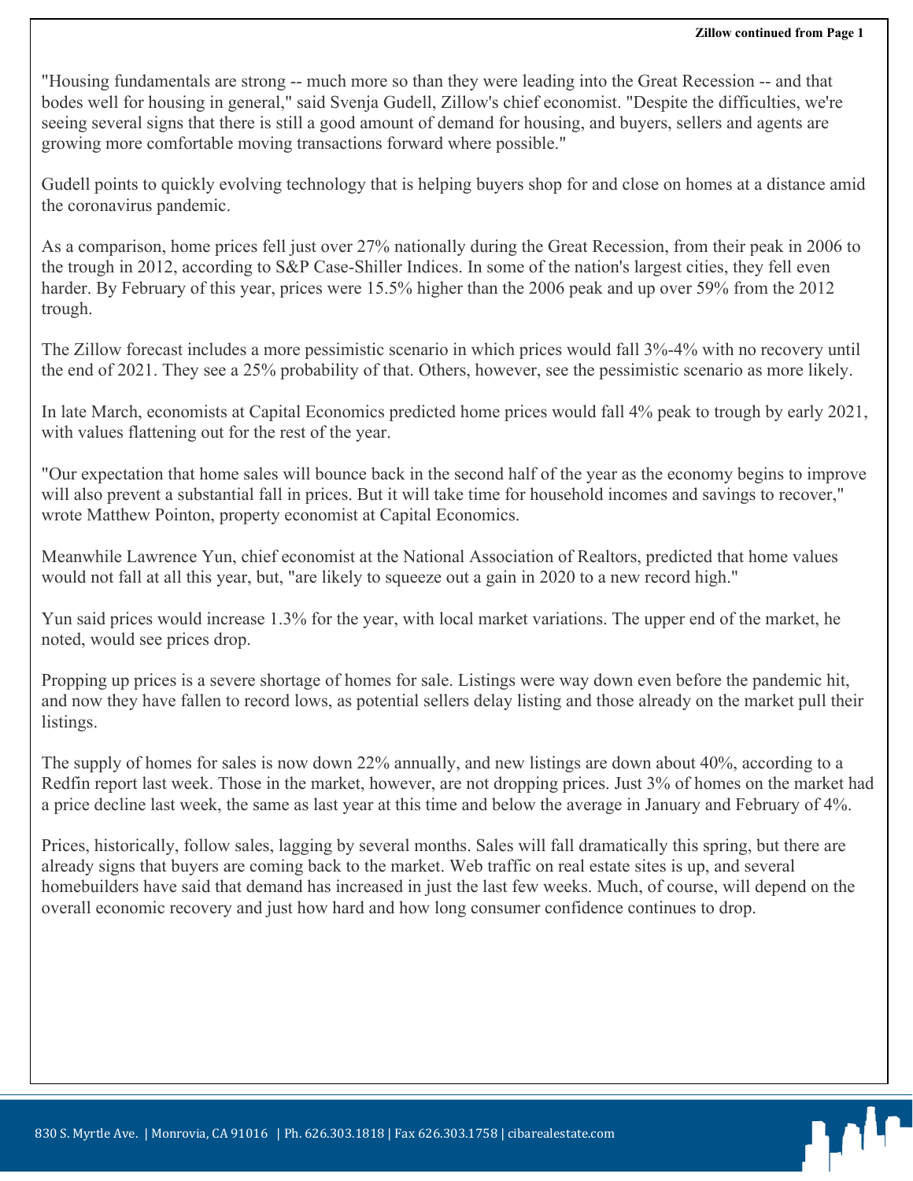**Zillow continued from Page 1**

"Housing fundamentals are strong -- much more so than they were leading into the Great Recession -- and that bodes well for housing in general," said Svenja Gudell, Zillow's chief economist. "Despite the difficulties, we're seeing several signs that there is still a good amount of demand for housing, and buyers, sellers and agents are growing more comfortable moving transactions forward where possible."

Gudell points to quickly evolving technology that is helping buyers shop for and close on homes at a distance amid the coronavirus pandemic.

As a comparison, home prices fell just over 27% nationally during the Great Recession, from their peak in 2006 to the trough in 2012, according to S&P Case-Shiller Indices. In some of the nation's largest cities, they fell even harder. By February of this year, prices were 15.5% higher than the 2006 peak and up over 59% from the 2012 trough.

The Zillow forecast includes a more pessimistic scenario in which prices would fall 3%-4% with no recovery until the end of 2021. They see a 25% probability of that. Others, however, see the pessimistic scenario as more likely.

In late March, economists at Capital Economics predicted home prices would fall 4% peak to trough by early 2021, with values flattening out for the rest of the year.

"Our expectation that home sales will bounce back in the second half of the year as the economy begins to improve will also prevent a substantial fall in prices. But it will take time for household incomes and savings to recover," wrote Matthew Pointon, property economist at Capital Economics.

Meanwhile Lawrence Yun, chief economist at the National Association of Realtors, predicted that home values would not fall at all this year, but, "are likely to squeeze out a gain in 2020 to a new record high."

Yun said prices would increase 1.3% for the year, with local market variations. The upper end of the market, he noted, would see prices drop.

Propping up prices is a severe shortage of homes for sale. Listings were way down even before the pandemic hit, and now they have fallen to record lows, as potential sellers delay listing and those already on the market pull their listings.

The supply of homes for sales is now down 22% annually, and new listings are down about 40%, according to a Redfin report last week. Those in the market, however, are not dropping prices. Just 3% of homes on the market had a price decline last week, the same as last year at this time and below the average in January and February of 4%.

Prices, historically, follow sales, lagging by several months. Sales will fall dramatically this spring, but there are already signs that buyers are coming back to the market. Web traffic on real estate sites is up, and several homebuilders have said that demand has increased in just the last few weeks. Much, of course, will depend on the overall economic recovery and just how hard and how long consumer confidence continues to drop.

830 S. Myrtle Ave. | Monrovia, CA 91016 | Ph. 626.303.1818 | Fax 626.303.1758 | cibarealestate.com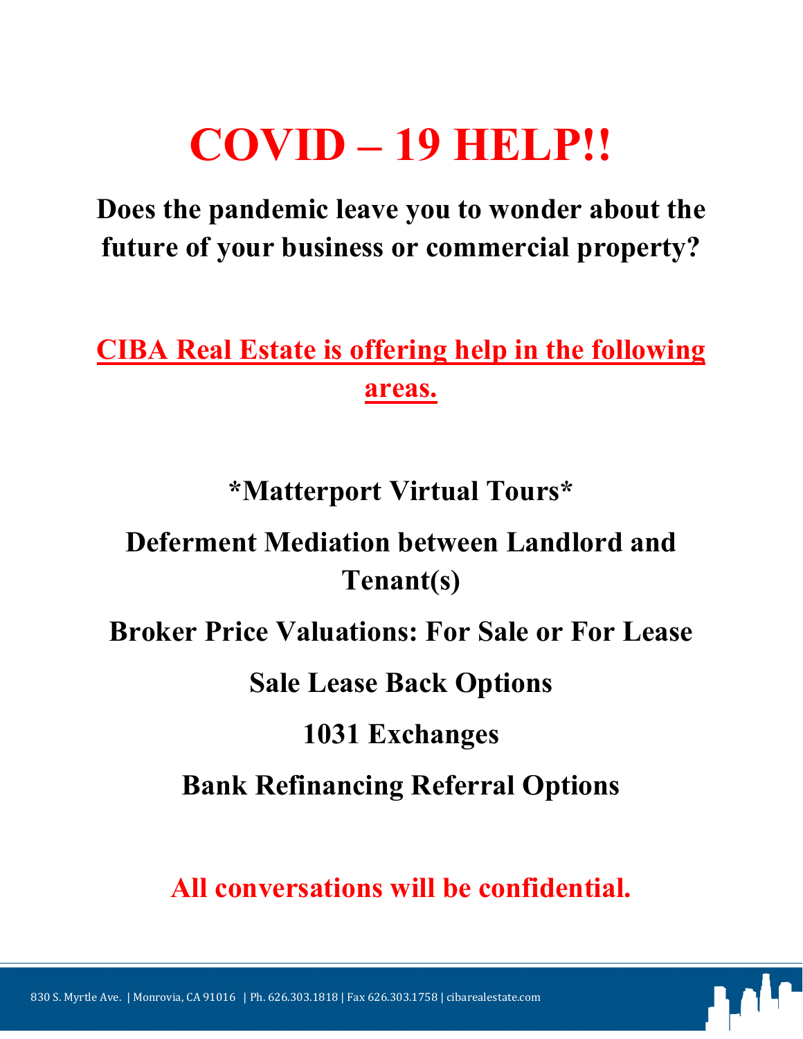# COVID – 19 HELP!!

**Does the pandemic leave you to wonder about the future of your business or commercial property?**

**CIBA Real Estate is offering help in the following areas.**

**\*Matterport Virtual Tours\***

**Deferment Mediation between Landlord and Tenant(s)**

**Broker Price Valuations: For Sale or For Lease**

**Sale Lease Back Options**

**1031 Exchanges**

**Bank Refinancing Referral Options**

**All conversations will be confidential.**

830 S. Myrtle Ave. | Monrovia, CA 91016 | Ph. 626.303.1818 | Fax 626.303.1758 | cibarealestate.com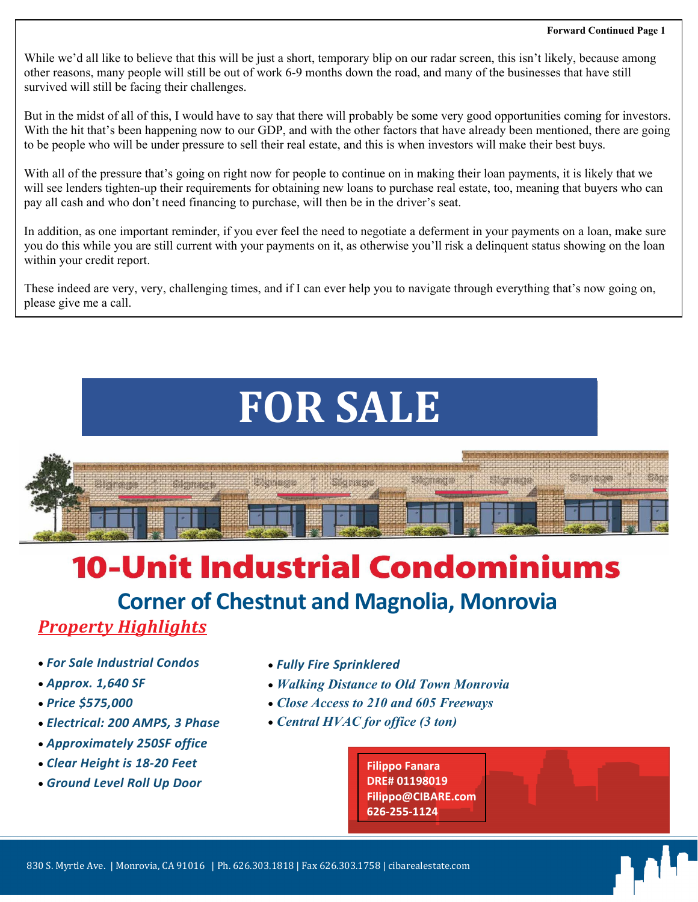**Forward Continued Page 1**

While we'd all like to believe that this will be just a short, temporary blip on our radar screen, this isn't likely, because among other reasons, many people will still be out of work 6-9 months down the road, and many of the businesses that have still survived will still be facing their challenges.

But in the midst of all of this, I would have to say that there will probably be some very good opportunities coming for investors. With the hit that's been happening now to our GDP, and with the other factors that have already been mentioned, there are going to be people who will be under pressure to sell their real estate, and this is when investors will make their best buys.

With all of the pressure that's going on right now for people to continue on in making their loan payments, it is likely that we will see lenders tighten-up their requirements for obtaining new loans to purchase real estate, too, meaning that buyers who can pay all cash and who don't need financing to purchase, will then be in the driver's seat.

In addition, as one important reminder, if you ever feel the need to negotiate a deferment in your payments on a loan, make sure you do this while you are still current with your payments on it, as otherwise you'll risk a delinquent status showing on the loan within your credit report.

These indeed are very, very, challenging times, and if I can ever help you to navigate through everything that's now going on, please give me a call.

# FOR SALE

# 10-Unit Industrial Condominiums

## Corner of Chestnut and Magnolia, Monrovia

### *Property Highlights*

- ***For Sale Industrial Condos***
- ***Approx. 1,640 SF***
- ***Price $575,000***
- ***Electrical: 200 AMPS, 3 Phase***
- ***Approximately 250SF office***
- ***Clear Height is 18-20 Feet***
- ***Ground Level Roll Up Door***
- ***Fully Fire Sprinklered***
- ***Walking Distance to Old Town Monrovia***
- ***Close Access to 210 and 605 Freeways***
- ***Central HVAC for office (3 ton)***

**Filippo Fanara**
**DRE# 01198019**
**Filippo@CIBARE.com**
**626-255-1124**

830 S. Myrtle Ave. | Monrovia, CA 91016 | Ph. 626.303.1818 | Fax 626.303.1758 | cibarealestate.com